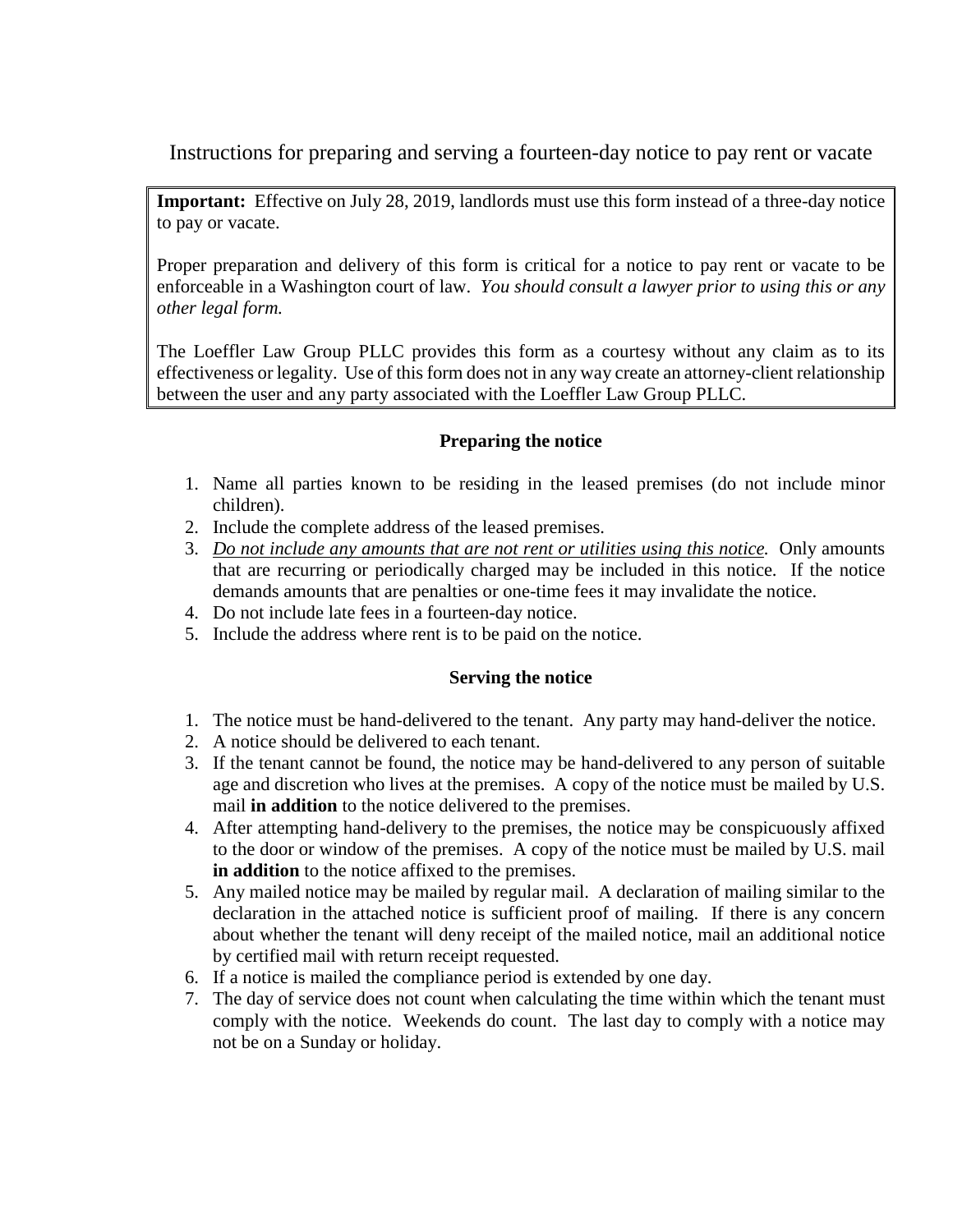# Instructions for preparing and serving a fourteen-day notice to pay rent or vacate

**Important:** Effective on July 28, 2019, landlords must use this form instead of a three-day notice to pay or vacate.

Proper preparation and delivery of this form is critical for a notice to pay rent or vacate to be enforceable in a Washington court of law. *You should consult a lawyer prior to using this or any other legal form.*

The Loeffler Law Group PLLC provides this form as a courtesy without any claim as to its effectiveness or legality. Use of this form does not in any way create an attorney-client relationship between the user and any party associated with the Loeffler Law Group PLLC.

### Preparing the notice

1. Name all parties known to be residing in the leased premises (do not include minor children).
2. Include the complete address of the leased premises.
3. <u>*Do not include any amounts that are not rent or utilities using this notice.*</u> Only amounts that are recurring or periodically charged may be included in this notice. If the notice demands amounts that are penalties or one-time fees it may invalidate the notice.
4. Do not include late fees in a fourteen-day notice.
5. Include the address where rent is to be paid on the notice.

### Serving the notice

1. The notice must be hand-delivered to the tenant. Any party may hand-deliver the notice.
2. A notice should be delivered to each tenant.
3. If the tenant cannot be found, the notice may be hand-delivered to any person of suitable age and discretion who lives at the premises. A copy of the notice must be mailed by U.S. mail **in addition** to the notice delivered to the premises.
4. After attempting hand-delivery to the premises, the notice may be conspicuously affixed to the door or window of the premises. A copy of the notice must be mailed by U.S. mail **in addition** to the notice affixed to the premises.
5. Any mailed notice may be mailed by regular mail. A declaration of mailing similar to the declaration in the attached notice is sufficient proof of mailing. If there is any concern about whether the tenant will deny receipt of the mailed notice, mail an additional notice by certified mail with return receipt requested.
6. If a notice is mailed the compliance period is extended by one day.
7. The day of service does not count when calculating the time within which the tenant must comply with the notice. Weekends do count. The last day to comply with a notice may not be on a Sunday or holiday.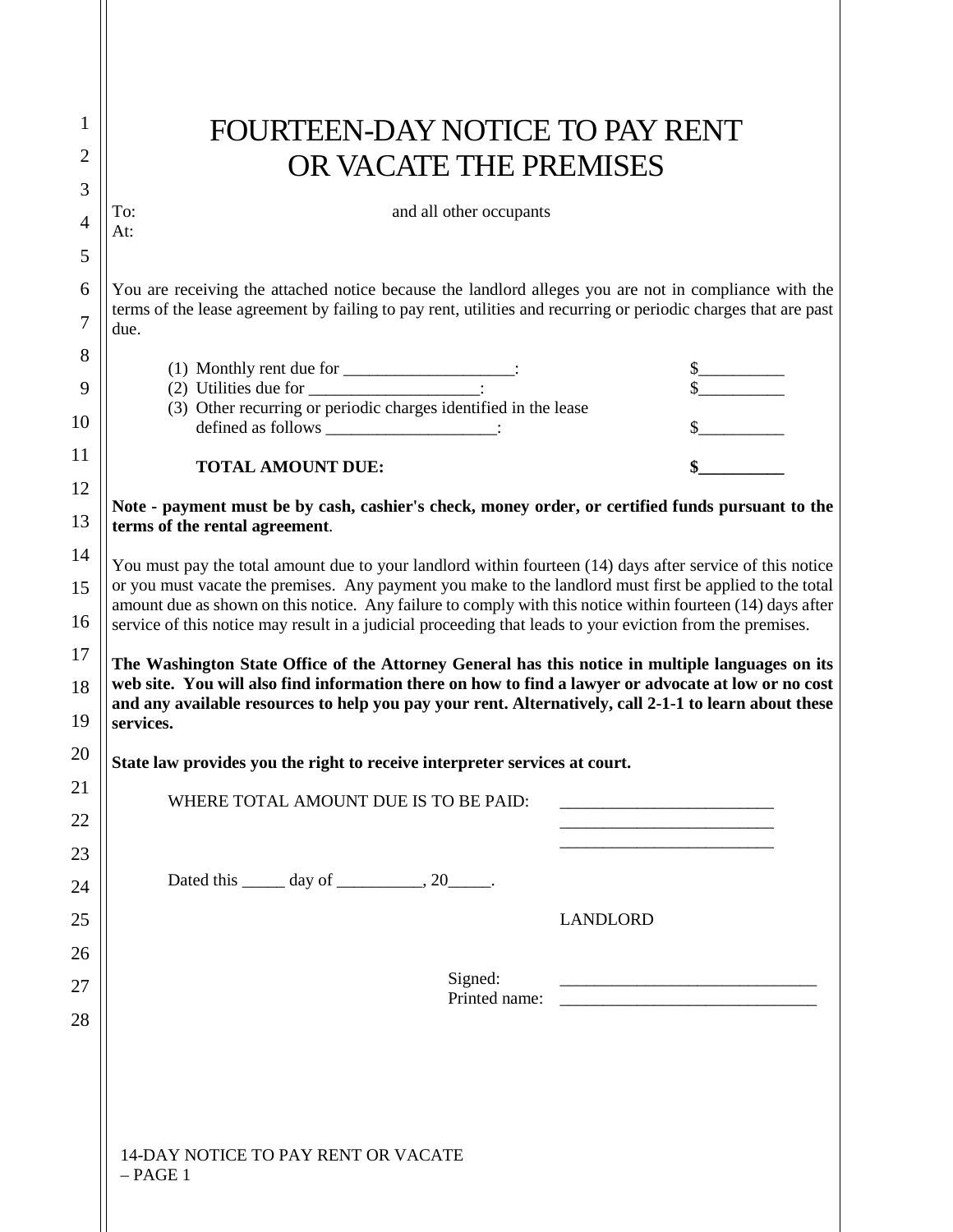# FOURTEEN-DAY NOTICE TO PAY RENT OR VACATE THE PREMISES

To: and all other occupants
At:

You are receiving the attached notice because the landlord alleges you are not in compliance with the terms of the lease agreement by failing to pay rent, utilities and recurring or periodic charges that are past due.

| | |
|---|---|
| (1) Monthly rent due for ____________________: | $__________ |
| (2) Utilities due for ____________________: | $__________ |
| (3) Other recurring or periodic charges identified in the lease defined as follows ____________________: | $__________ |
| **TOTAL AMOUNT DUE:** | **$__________** |

**Note - payment must be by cash, cashier's check, money order, or certified funds pursuant to the terms of the rental agreement**.

You must pay the total amount due to your landlord within fourteen (14) days after service of this notice or you must vacate the premises. Any payment you make to the landlord must first be applied to the total amount due as shown on this notice. Any failure to comply with this notice within fourteen (14) days after service of this notice may result in a judicial proceeding that leads to your eviction from the premises.

**The Washington State Office of the Attorney General has this notice in multiple languages on its web site. You will also find information there on how to find a lawyer or advocate at low or no cost and any available resources to help you pay your rent. Alternatively, call 2-1-1 to learn about these services.**

**State law provides you the right to receive interpreter services at court.**

WHERE TOTAL AMOUNT DUE IS TO BE PAID: _________________________
_________________________
_________________________

Dated this _____ day of __________, 20_____.

LANDLORD

Signed: ______________________________
Printed name: ______________________________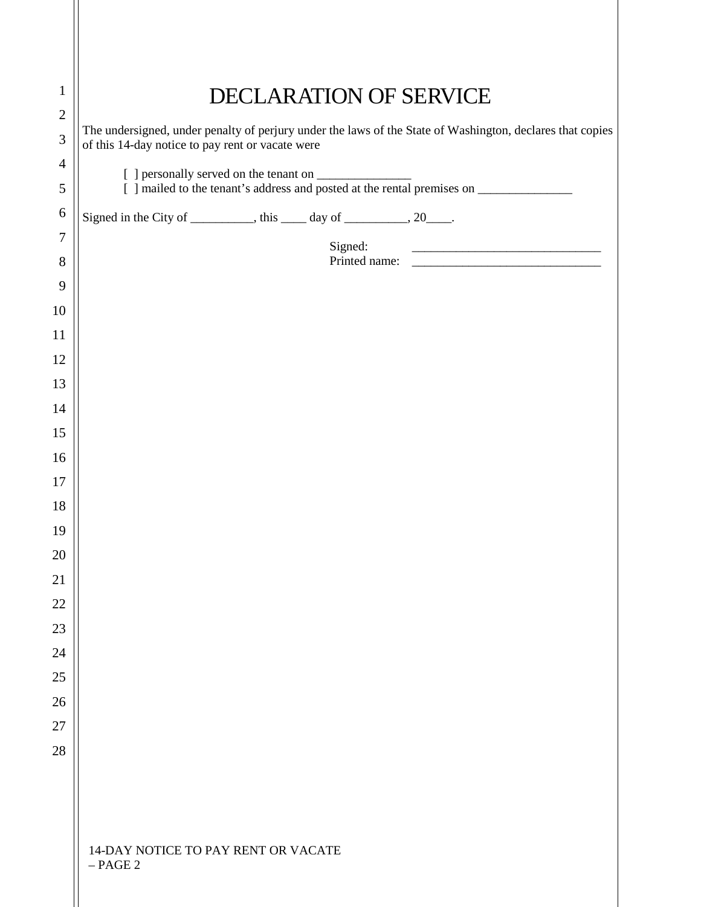# DECLARATION OF SERVICE

The undersigned, under penalty of perjury under the laws of the State of Washington, declares that copies of this 14-day notice to pay rent or vacate were

[ ] personally served on the tenant on _______________
[ ] mailed to the tenant's address and posted at the rental premises on _______________

Signed in the City of __________, this ____ day of __________, 20____.

Signed: ______________________________
Printed name: ______________________________